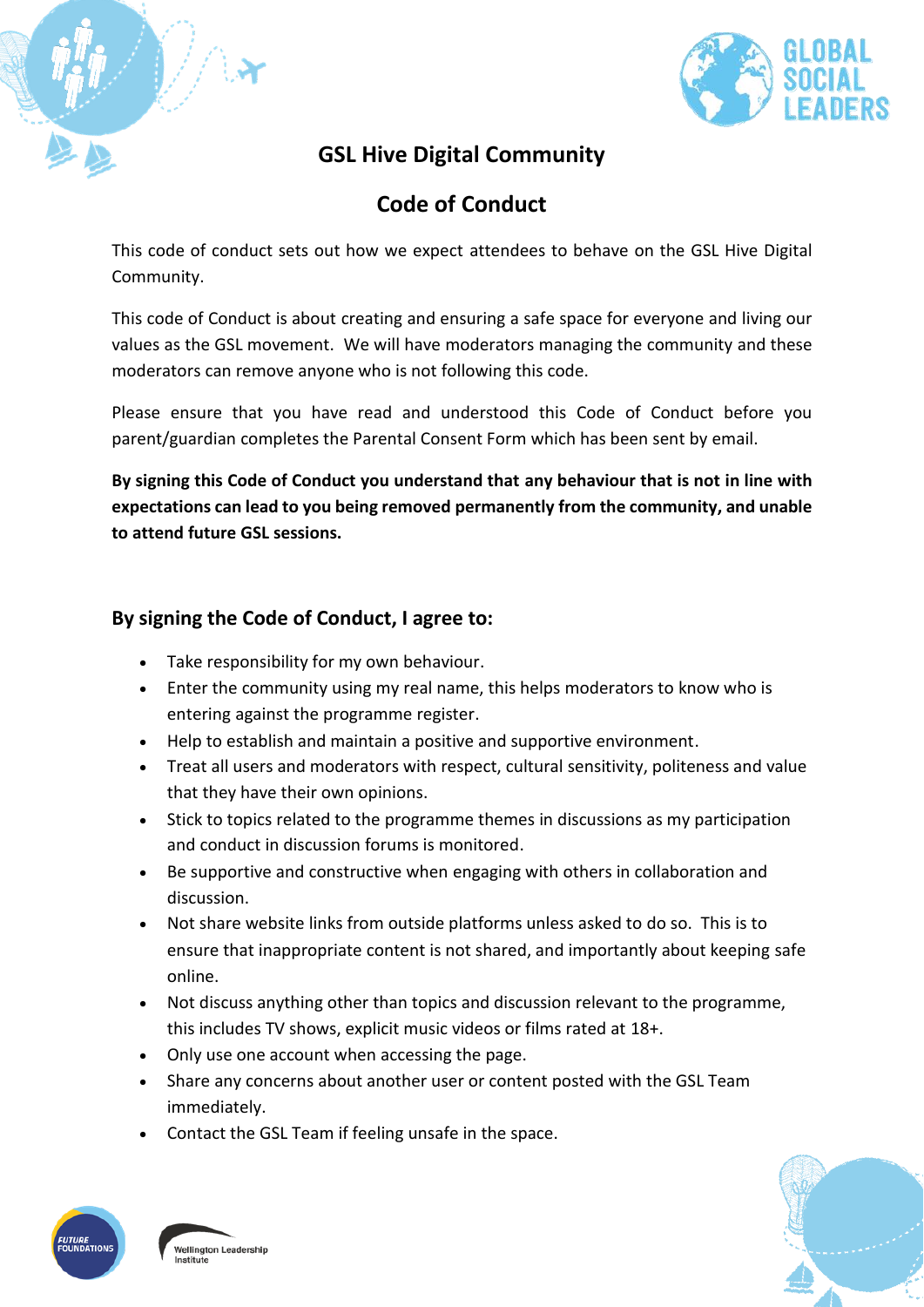# GSL Hive Digital Community

## Code of Conduct

This code of conduct sets out how we expect attendees to behave on the GSL Hive Digital Community.

This code of Conduct is about creating and ensuring a safe space for everyone and living our values as the GSL movement. We will have moderators managing the community and these moderators can remove anyone who is not following this code.

Please ensure that you have read and understood this Code of Conduct before you parent/guardian completes the Parental Consent Form which has been sent by email.

**By signing this Code of Conduct you understand that any behaviour that is not in line with expectations can lead to you being removed permanently from the community, and unable to attend future GSL sessions.**

### By signing the Code of Conduct, I agree to:

- Take responsibility for my own behaviour.
- Enter the community using my real name, this helps moderators to know who is entering against the programme register.
- Help to establish and maintain a positive and supportive environment.
- Treat all users and moderators with respect, cultural sensitivity, politeness and value that they have their own opinions.
- Stick to topics related to the programme themes in discussions as my participation and conduct in discussion forums is monitored.
- Be supportive and constructive when engaging with others in collaboration and discussion.
- Not share website links from outside platforms unless asked to do so. This is to ensure that inappropriate content is not shared, and importantly about keeping safe online.
- Not discuss anything other than topics and discussion relevant to the programme, this includes TV shows, explicit music videos or films rated at 18+.
- Only use one account when accessing the page.
- Share any concerns about another user or content posted with the GSL Team immediately.
- Contact the GSL Team if feeling unsafe in the space.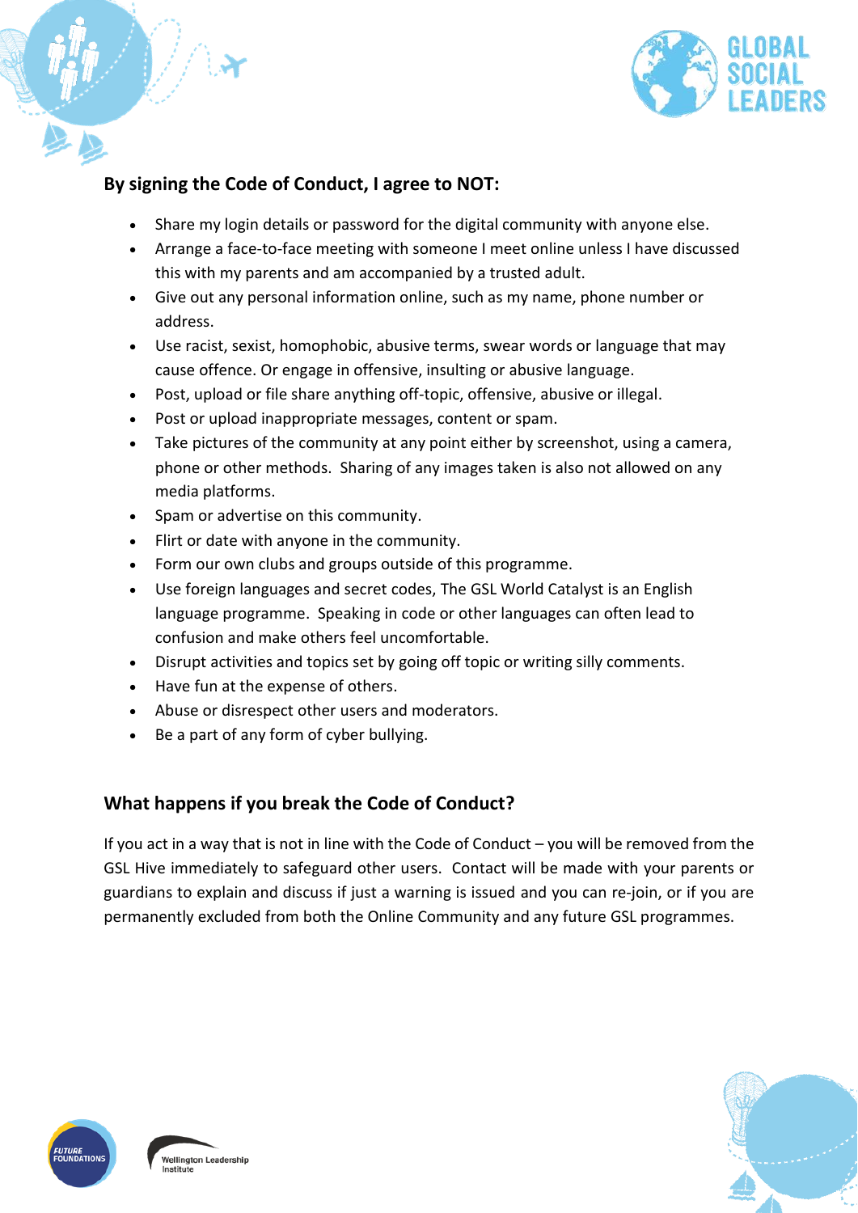## By signing the Code of Conduct, I agree to NOT:

- Share my login details or password for the digital community with anyone else.
- Arrange a face-to-face meeting with someone I meet online unless I have discussed this with my parents and am accompanied by a trusted adult.
- Give out any personal information online, such as my name, phone number or address.
- Use racist, sexist, homophobic, abusive terms, swear words or language that may cause offence. Or engage in offensive, insulting or abusive language.
- Post, upload or file share anything off-topic, offensive, abusive or illegal.
- Post or upload inappropriate messages, content or spam.
- Take pictures of the community at any point either by screenshot, using a camera, phone or other methods. Sharing of any images taken is also not allowed on any media platforms.
- Spam or advertise on this community.
- Flirt or date with anyone in the community.
- Form our own clubs and groups outside of this programme.
- Use foreign languages and secret codes, The GSL World Catalyst is an English language programme. Speaking in code or other languages can often lead to confusion and make others feel uncomfortable.
- Disrupt activities and topics set by going off topic or writing silly comments.
- Have fun at the expense of others.
- Abuse or disrespect other users and moderators.
- Be a part of any form of cyber bullying.

## What happens if you break the Code of Conduct?

If you act in a way that is not in line with the Code of Conduct – you will be removed from the GSL Hive immediately to safeguard other users. Contact will be made with your parents or guardians to explain and discuss if just a warning is issued and you can re-join, or if you are permanently excluded from both the Online Community and any future GSL programmes.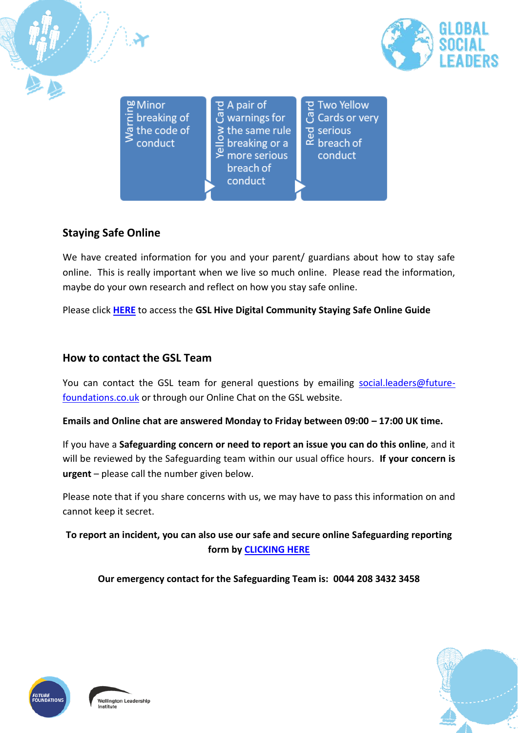**Warning** – Minor breaking of the code of conduct

**Yellow Card** – A pair of warnings for the same rule breaking or a more serious breach of conduct

**Red Card** – Two Yellow Cards or very serious breach of conduct

## Staying Safe Online

We have created information for you and your parent/ guardians about how to stay safe online. This is really important when we live so much online. Please read the information, maybe do your own research and reflect on how you stay safe online.

Please click **HERE** to access the **GSL Hive Digital Community Staying Safe Online Guide**

## How to contact the GSL Team

You can contact the GSL team for general questions by emailing social.leaders@future-foundations.co.uk or through our Online Chat on the GSL website.

**Emails and Online chat are answered Monday to Friday between 09:00 – 17:00 UK time.**

If you have a **Safeguarding concern or need to report an issue you can do this online**, and it will be reviewed by the Safeguarding team within our usual office hours. **If your concern is urgent** – please call the number given below.

Please note that if you share concerns with us, we may have to pass this information on and cannot keep it secret.

**To report an incident, you can also use our safe and secure online Safeguarding reporting form by CLICKING HERE**

**Our emergency contact for the Safeguarding Team is: 0044 208 3432 3458**